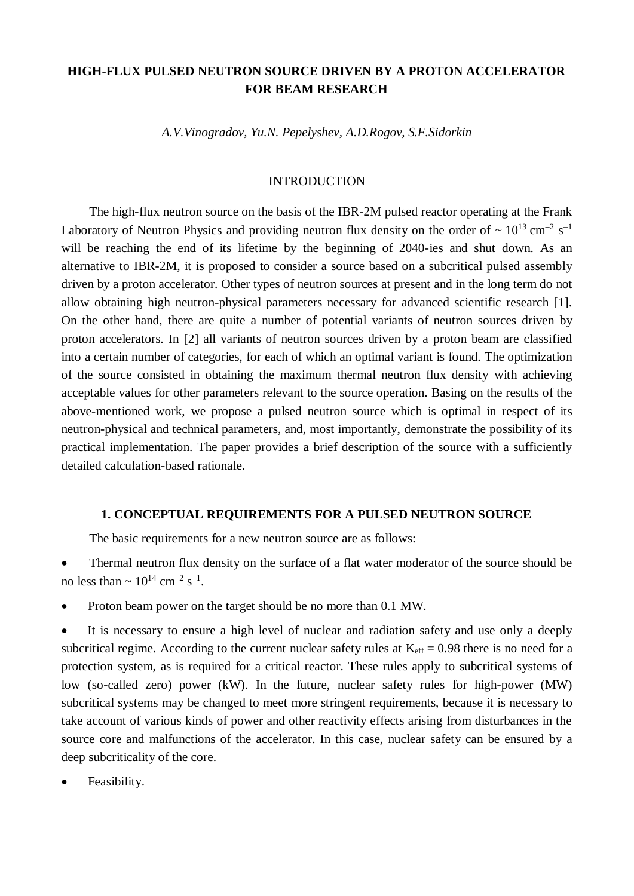# HIGH-FLUX PULSED NEUTRON SOURCE DRIVEN BY A PROTON ACCELERATOR FOR BEAM RESEARCH

*A.V.Vinogradov, Yu.N. Pepelyshev, A.D.Rogov, S.F.Sidorkin*

## INTRODUCTION

The high-flux neutron source on the basis of the IBR-2M pulsed reactor operating at the Frank Laboratory of Neutron Physics and providing neutron flux density on the order of ~ $10^{13}$ cm$^{-2}$ s$^{-1}$ will be reaching the end of its lifetime by the beginning of 2040-ies and shut down. As an alternative to IBR-2M, it is proposed to consider a source based on a subcritical pulsed assembly driven by a proton accelerator. Other types of neutron sources at present and in the long term do not allow obtaining high neutron-physical parameters necessary for advanced scientific research [1]. On the other hand, there are quite a number of potential variants of neutron sources driven by proton accelerators. In [2] all variants of neutron sources driven by a proton beam are classified into a certain number of categories, for each of which an optimal variant is found. The optimization of the source consisted in obtaining the maximum thermal neutron flux density with achieving acceptable values for other parameters relevant to the source operation. Basing on the results of the above-mentioned work, we propose a pulsed neutron source which is optimal in respect of its neutron-physical and technical parameters, and, most importantly, demonstrate the possibility of its practical implementation. The paper provides a brief description of the source with a sufficiently detailed calculation-based rationale.

## 1. CONCEPTUAL REQUIREMENTS FOR A PULSED NEUTRON SOURCE

The basic requirements for a new neutron source are as follows:

- Thermal neutron flux density on the surface of a flat water moderator of the source should be no less than ~ $10^{14}$ cm$^{-2}$ s$^{-1}$.
- Proton beam power on the target should be no more than 0.1 MW.
- It is necessary to ensure a high level of nuclear and radiation safety and use only a deeply subcritical regime. According to the current nuclear safety rules at $K_{eff}$ = 0.98 there is no need for a protection system, as is required for a critical reactor. These rules apply to subcritical systems of low (so-called zero) power (kW). In the future, nuclear safety rules for high-power (MW) subcritical systems may be changed to meet more stringent requirements, because it is necessary to take account of various kinds of power and other reactivity effects arising from disturbances in the source core and malfunctions of the accelerator. In this case, nuclear safety can be ensured by a deep subcriticality of the core.
- Feasibility.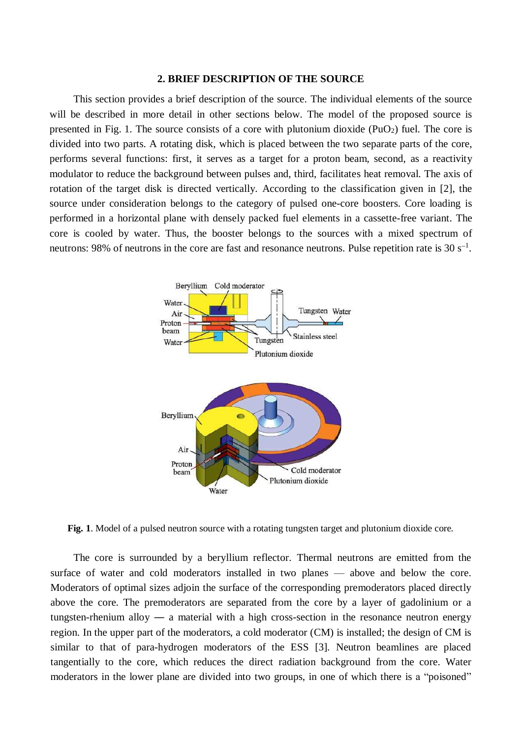## 2. BRIEF DESCRIPTION OF THE SOURCE

This section provides a brief description of the source. The individual elements of the source will be described in more detail in other sections below. The model of the proposed source is presented in Fig. 1. The source consists of a core with plutonium dioxide ($PuO_2$) fuel. The core is divided into two parts. A rotating disk, which is placed between the two separate parts of the core, performs several functions: first, it serves as a target for a proton beam, second, as a reactivity modulator to reduce the background between pulses and, third, facilitates heat removal. The axis of rotation of the target disk is directed vertically. According to the classification given in [2], the source under consideration belongs to the category of pulsed one-core boosters. Core loading is performed in a horizontal plane with densely packed fuel elements in a cassette-free variant. The core is cooled by water. Thus, the booster belongs to the sources with a mixed spectrum of neutrons: 98% of neutrons in the core are fast and resonance neutrons. Pulse repetition rate is 30 $s^{-1}$.

**Fig. 1**. Model of a pulsed neutron source with a rotating tungsten target and plutonium dioxide core.

The core is surrounded by a beryllium reflector. Thermal neutrons are emitted from the surface of water and cold moderators installed in two planes — above and below the core. Moderators of optimal sizes adjoin the surface of the corresponding premoderators placed directly above the core. The premoderators are separated from the core by a layer of gadolinium or a tungsten-rhenium alloy — a material with a high cross-section in the resonance neutron energy region. In the upper part of the moderators, a cold moderator (CM) is installed; the design of CM is similar to that of para-hydrogen moderators of the ESS [3]. Neutron beamlines are placed tangentially to the core, which reduces the direct radiation background from the core. Water moderators in the lower plane are divided into two groups, in one of which there is a “poisoned”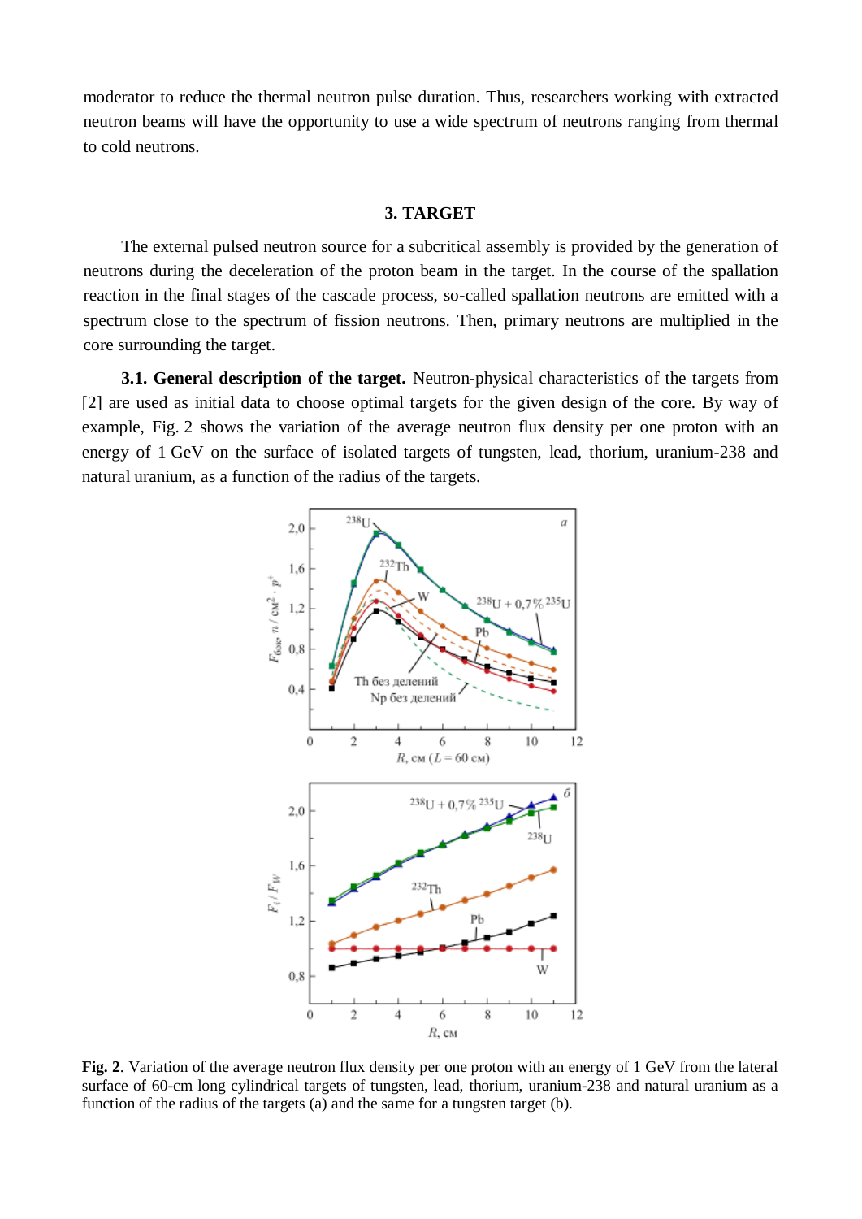moderator to reduce the thermal neutron pulse duration. Thus, researchers working with extracted neutron beams will have the opportunity to use a wide spectrum of neutrons ranging from thermal to cold neutrons.

## 3. TARGET

The external pulsed neutron source for a subcritical assembly is provided by the generation of neutrons during the deceleration of the proton beam in the target. In the course of the spallation reaction in the final stages of the cascade process, so-called spallation neutrons are emitted with a spectrum close to the spectrum of fission neutrons. Then, primary neutrons are multiplied in the core surrounding the target.

**3.1. General description of the target.** Neutron-physical characteristics of the targets from [2] are used as initial data to choose optimal targets for the given design of the core. By way of example, Fig. 2 shows the variation of the average neutron flux density per one proton with an energy of 1 GeV on the surface of isolated targets of tungsten, lead, thorium, uranium-238 and natural uranium, as a function of the radius of the targets.

**Fig. 2**. Variation of the average neutron flux density per one proton with an energy of 1 GeV from the lateral surface of 60-cm long cylindrical targets of tungsten, lead, thorium, uranium-238 and natural uranium as a function of the radius of the targets (a) and the same for a tungsten target (b).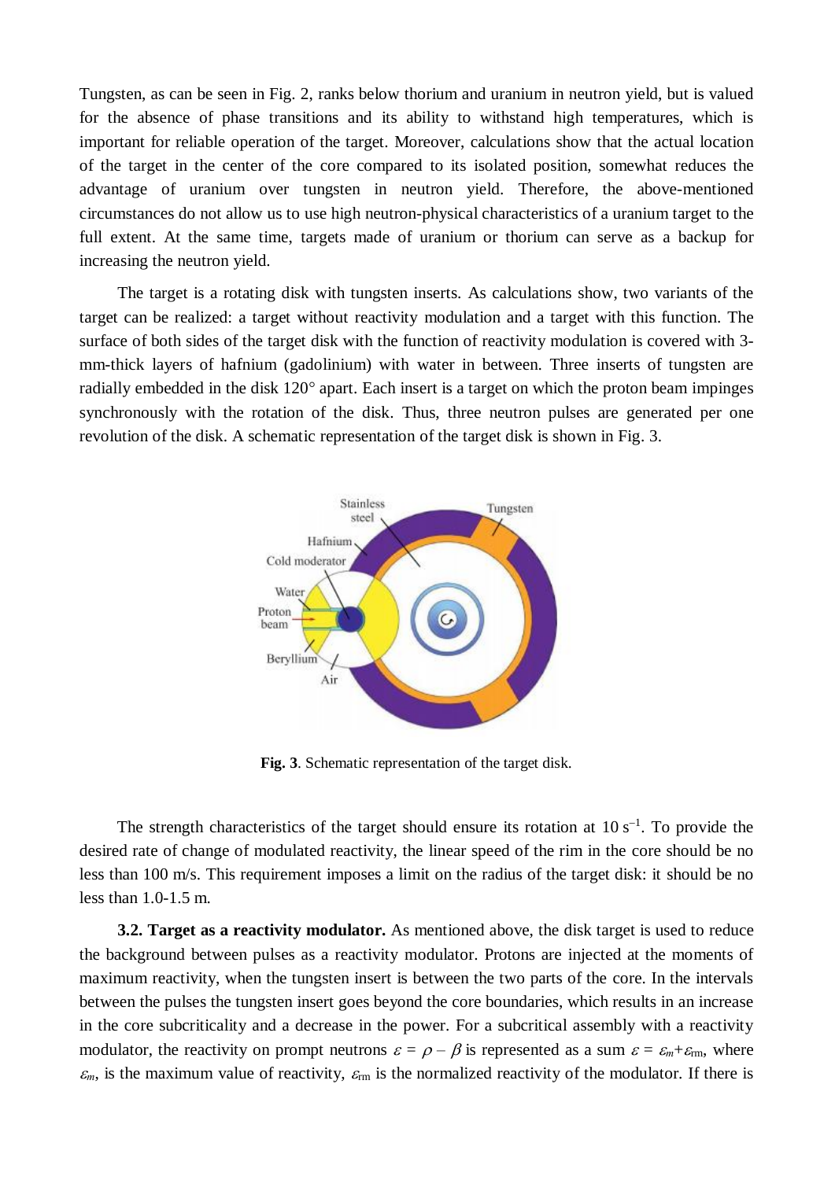Tungsten, as can be seen in Fig. 2, ranks below thorium and uranium in neutron yield, but is valued for the absence of phase transitions and its ability to withstand high temperatures, which is important for reliable operation of the target. Moreover, calculations show that the actual location of the target in the center of the core compared to its isolated position, somewhat reduces the advantage of uranium over tungsten in neutron yield. Therefore, the above-mentioned circumstances do not allow us to use high neutron-physical characteristics of a uranium target to the full extent. At the same time, targets made of uranium or thorium can serve as a backup for increasing the neutron yield.

The target is a rotating disk with tungsten inserts. As calculations show, two variants of the target can be realized: a target without reactivity modulation and a target with this function. The surface of both sides of the target disk with the function of reactivity modulation is covered with 3-mm-thick layers of hafnium (gadolinium) with water in between. Three inserts of tungsten are radially embedded in the disk 120° apart. Each insert is a target on which the proton beam impinges synchronously with the rotation of the disk. Thus, three neutron pulses are generated per one revolution of the disk. A schematic representation of the target disk is shown in Fig. 3.

**Fig. 3**. Schematic representation of the target disk.

The strength characteristics of the target should ensure its rotation at 10 $s^{-1}$. To provide the desired rate of change of modulated reactivity, the linear speed of the rim in the core should be no less than 100 m/s. This requirement imposes a limit on the radius of the target disk: it should be no less than 1.0-1.5 m.

**3.2. Target as a reactivity modulator.** As mentioned above, the disk target is used to reduce the background between pulses as a reactivity modulator. Protons are injected at the moments of maximum reactivity, when the tungsten insert is between the two parts of the core. In the intervals between the pulses the tungsten insert goes beyond the core boundaries, which results in an increase in the core subcriticality and a decrease in the power. For a subcritical assembly with a reactivity modulator, the reactivity on prompt neutrons $\varepsilon = \rho - \beta$ is represented as a sum $\varepsilon = \varepsilon_m + \varepsilon_{rm}$, where $\varepsilon_m$, is the maximum value of reactivity, $\varepsilon_{rm}$ is the normalized reactivity of the modulator. If there is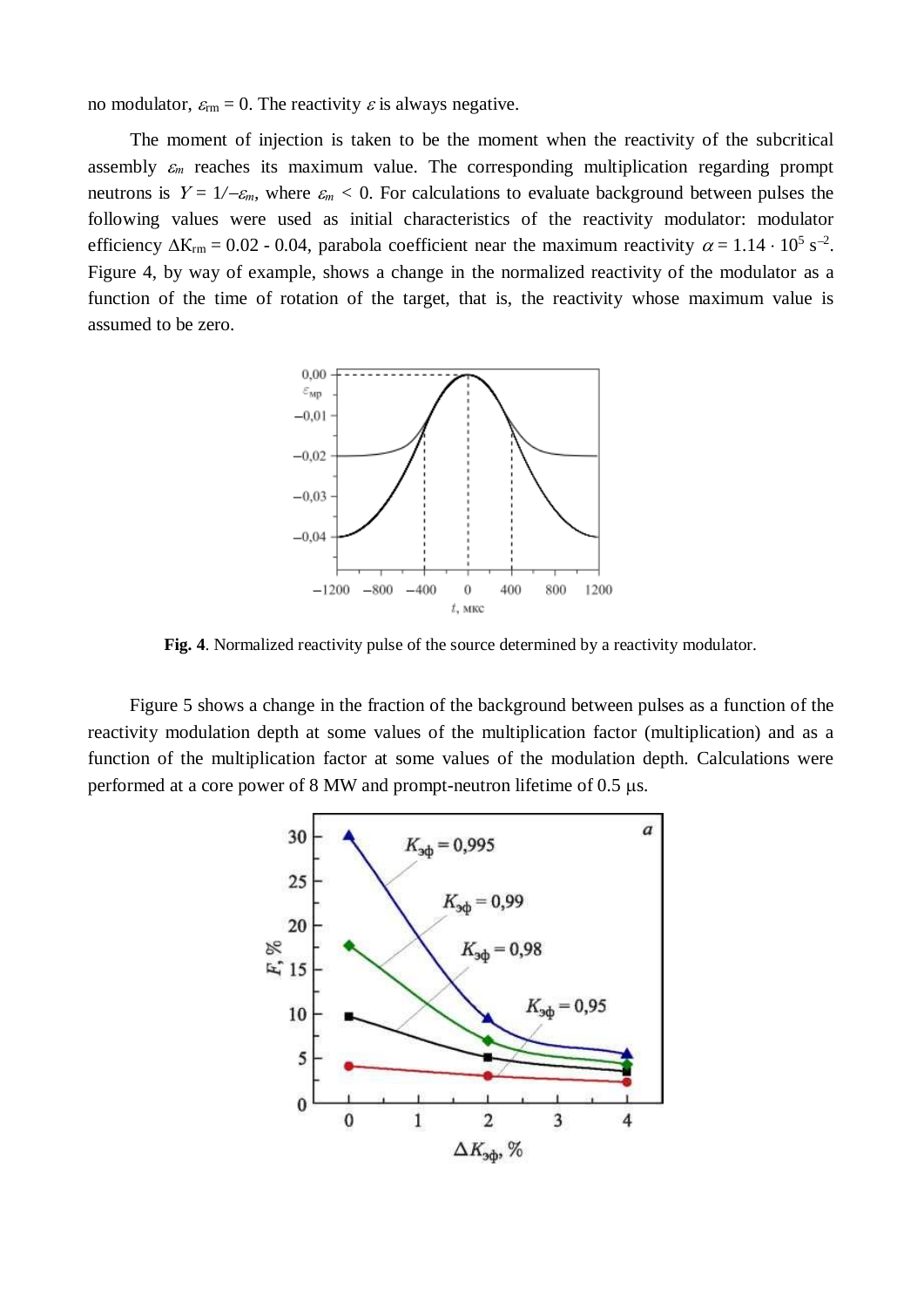no modulator, $\varepsilon_{rm} = 0$. The reactivity $\varepsilon$ is always negative.

The moment of injection is taken to be the moment when the reactivity of the subcritical assembly $\varepsilon_m$ reaches its maximum value. The corresponding multiplication regarding prompt neutrons is $Y = 1/-\varepsilon_m$, where $\varepsilon_m < 0$. For calculations to evaluate background between pulses the following values were used as initial characteristics of the reactivity modulator: modulator efficiency $\Delta K_{rm} = 0.02$ - $0.04$, parabola coefficient near the maximum reactivity $\alpha = 1.14 \cdot 10^5$ s$^{-2}$. Figure 4, by way of example, shows a change in the normalized reactivity of the modulator as a function of the time of rotation of the target, that is, the reactivity whose maximum value is assumed to be zero.

**Fig. 4**. Normalized reactivity pulse of the source determined by a reactivity modulator.

Figure 5 shows a change in the fraction of the background between pulses as a function of the reactivity modulation depth at some values of the multiplication factor (multiplication) and as a function of the multiplication factor at some values of the modulation depth. Calculations were performed at a core power of 8 MW and prompt-neutron lifetime of 0.5 μs.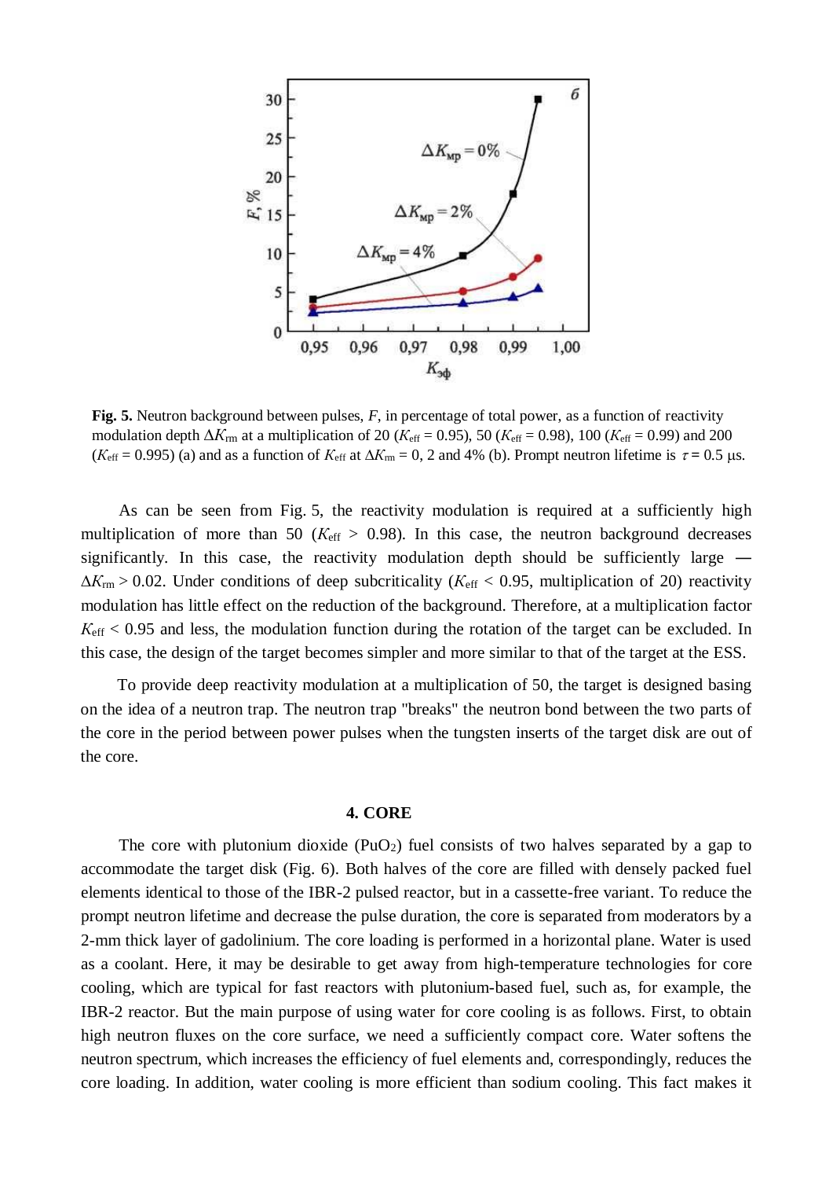**Fig. 5.** Neutron background between pulses, $F$, in percentage of total power, as a function of reactivity modulation depth $\Delta K_{rm}$ at a multiplication of 20 ($K_{eff}$ = 0.95), 50 ($K_{eff}$ = 0.98), 100 ($K_{eff}$ = 0.99) and 200 ($K_{eff}$ = 0.995) (a) and as a function of $K_{eff}$ at $\Delta K_{rm}$ = 0, 2 and 4% (b). Prompt neutron lifetime is $\tau$ = 0.5 µs.

As can be seen from Fig. 5, the reactivity modulation is required at a sufficiently high multiplication of more than 50 ($K_{eff}$ > 0.98). In this case, the neutron background decreases significantly. In this case, the reactivity modulation depth should be sufficiently large — $\Delta K_{rm}$ > 0.02. Under conditions of deep subcriticality ($K_{eff}$ < 0.95, multiplication of 20) reactivity modulation has little effect on the reduction of the background. Therefore, at a multiplication factor $K_{eff}$ < 0.95 and less, the modulation function during the rotation of the target can be excluded. In this case, the design of the target becomes simpler and more similar to that of the target at the ESS.

To provide deep reactivity modulation at a multiplication of 50, the target is designed basing on the idea of a neutron trap. The neutron trap "breaks" the neutron bond between the two parts of the core in the period between power pulses when the tungsten inserts of the target disk are out of the core.

## 4. CORE

The core with plutonium dioxide ($PuO_2$) fuel consists of two halves separated by a gap to accommodate the target disk (Fig. 6). Both halves of the core are filled with densely packed fuel elements identical to those of the IBR-2 pulsed reactor, but in a cassette-free variant. To reduce the prompt neutron lifetime and decrease the pulse duration, the core is separated from moderators by a 2-mm thick layer of gadolinium. The core loading is performed in a horizontal plane. Water is used as a coolant. Here, it may be desirable to get away from high-temperature technologies for core cooling, which are typical for fast reactors with plutonium-based fuel, such as, for example, the IBR-2 reactor. But the main purpose of using water for core cooling is as follows. First, to obtain high neutron fluxes on the core surface, we need a sufficiently compact core. Water softens the neutron spectrum, which increases the efficiency of fuel elements and, correspondingly, reduces the core loading. In addition, water cooling is more efficient than sodium cooling. This fact makes it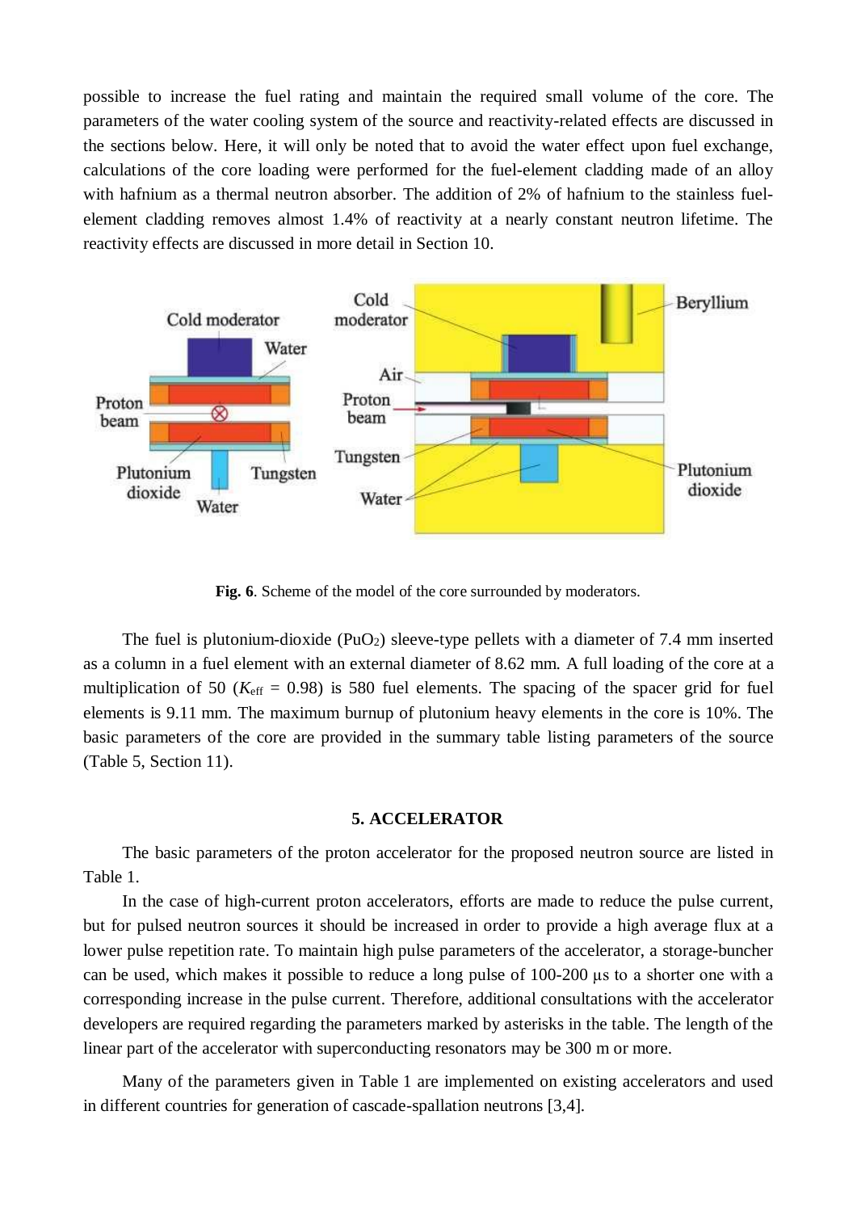possible to increase the fuel rating and maintain the required small volume of the core. The parameters of the water cooling system of the source and reactivity-related effects are discussed in the sections below. Here, it will only be noted that to avoid the water effect upon fuel exchange, calculations of the core loading were performed for the fuel-element cladding made of an alloy with hafnium as a thermal neutron absorber. The addition of 2% of hafnium to the stainless fuel-element cladding removes almost 1.4% of reactivity at a nearly constant neutron lifetime. The reactivity effects are discussed in more detail in Section 10.

**Fig. 6**. Scheme of the model of the core surrounded by moderators.

The fuel is plutonium-dioxide ($PuO_2$) sleeve-type pellets with a diameter of 7.4 mm inserted as a column in a fuel element with an external diameter of 8.62 mm. A full loading of the core at a multiplication of 50 ($K_{\text{eff}}$ = 0.98) is 580 fuel elements. The spacing of the spacer grid for fuel elements is 9.11 mm. The maximum burnup of plutonium heavy elements in the core is 10%. The basic parameters of the core are provided in the summary table listing parameters of the source (Table 5, Section 11).

## 5. ACCELERATOR

The basic parameters of the proton accelerator for the proposed neutron source are listed in Table 1.

In the case of high-current proton accelerators, efforts are made to reduce the pulse current, but for pulsed neutron sources it should be increased in order to provide a high average flux at a lower pulse repetition rate. To maintain high pulse parameters of the accelerator, a storage-buncher can be used, which makes it possible to reduce a long pulse of 100-200 μs to a shorter one with a corresponding increase in the pulse current. Therefore, additional consultations with the accelerator developers are required regarding the parameters marked by asterisks in the table. The length of the linear part of the accelerator with superconducting resonators may be 300 m or more.

Many of the parameters given in Table 1 are implemented on existing accelerators and used in different countries for generation of cascade-spallation neutrons [3,4].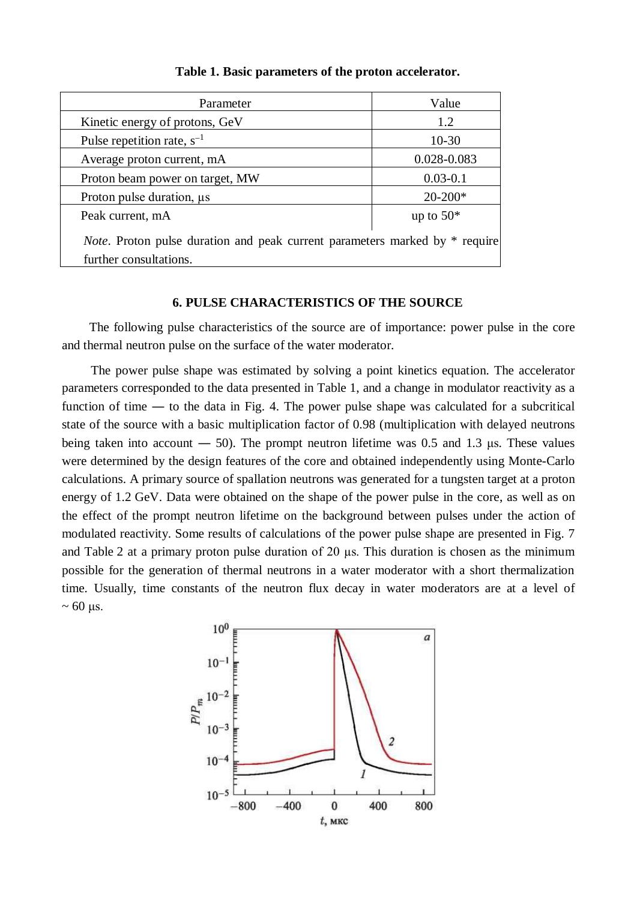**Table 1. Basic parameters of the proton accelerator.**

| Parameter | Value |
|---|---|
| Kinetic energy of protons, GeV | 1.2 |
| Pulse repetition rate, $s^{-1}$ | 10-30 |
| Average proton current, mA | 0.028-0.083 |
| Proton beam power on target, MW | 0.03-0.1 |
| Proton pulse duration, μs | 20-200* |
| Peak current, mA | up to 50* |

*Note*. Proton pulse duration and peak current parameters marked by * require further consultations.

## 6. PULSE CHARACTERISTICS OF THE SOURCE

The following pulse characteristics of the source are of importance: power pulse in the core and thermal neutron pulse on the surface of the water moderator.

The power pulse shape was estimated by solving a point kinetics equation. The accelerator parameters corresponded to the data presented in Table 1, and a change in modulator reactivity as a function of time — to the data in Fig. 4. The power pulse shape was calculated for a subcritical state of the source with a basic multiplication factor of 0.98 (multiplication with delayed neutrons being taken into account — 50). The prompt neutron lifetime was 0.5 and 1.3 μs. These values were determined by the design features of the core and obtained independently using Monte-Carlo calculations. A primary source of spallation neutrons was generated for a tungsten target at a proton energy of 1.2 GeV. Data were obtained on the shape of the power pulse in the core, as well as on the effect of the prompt neutron lifetime on the background between pulses under the action of modulated reactivity. Some results of calculations of the power pulse shape are presented in Fig. 7 and Table 2 at a primary proton pulse duration of 20 μs. This duration is chosen as the minimum possible for the generation of thermal neutrons in a water moderator with a short thermalization time. Usually, time constants of the neutron flux decay in water moderators are at a level of ~ 60 μs.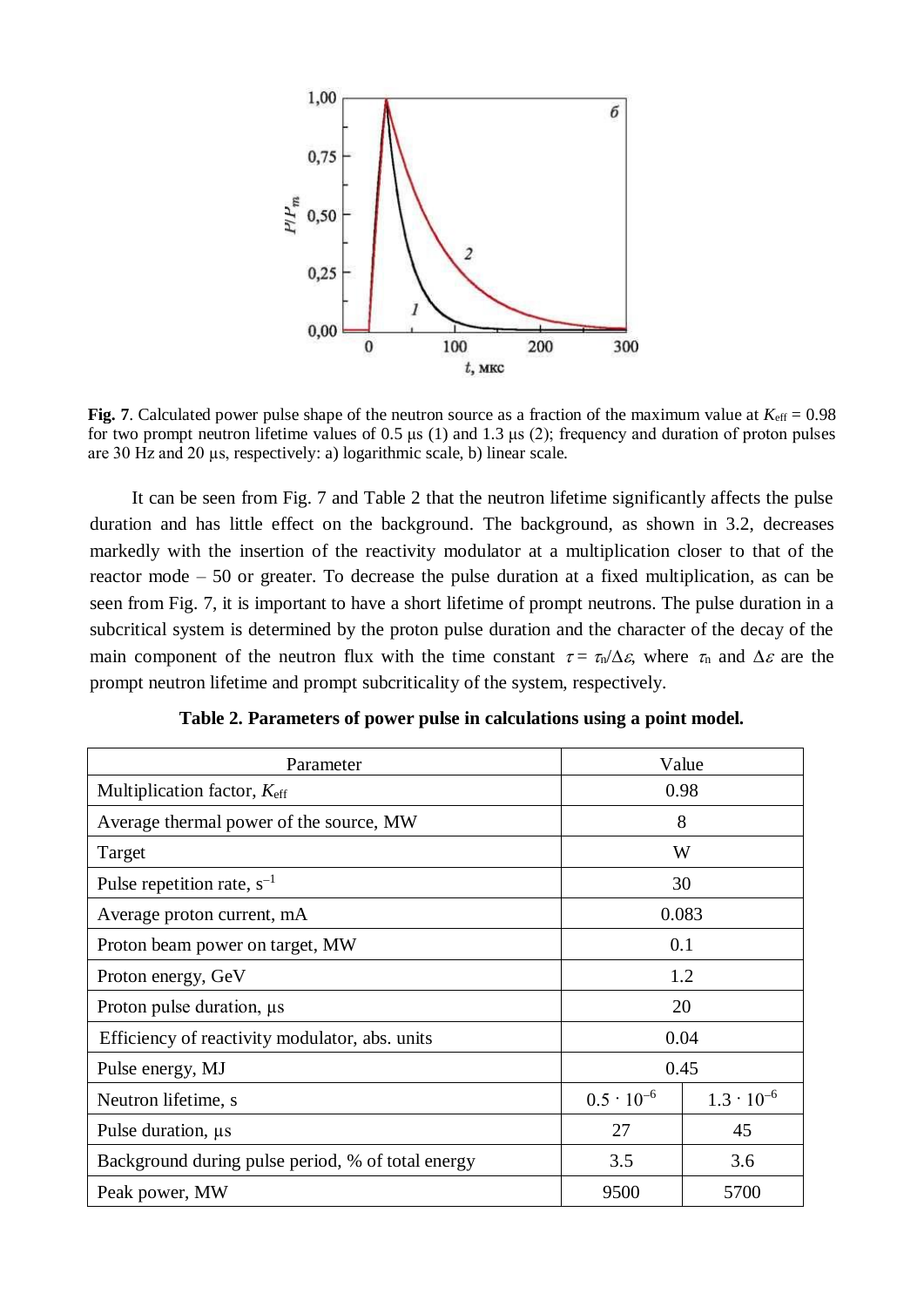**Fig. 7**. Calculated power pulse shape of the neutron source as a fraction of the maximum value at $K_{eff} = 0.98$ for two prompt neutron lifetime values of 0.5 μs (1) and 1.3 μs (2); frequency and duration of proton pulses are 30 Hz and 20 μs, respectively: a) logarithmic scale, b) linear scale.

It can be seen from Fig. 7 and Table 2 that the neutron lifetime significantly affects the pulse duration and has little effect on the background. The background, as shown in 3.2, decreases markedly with the insertion of the reactivity modulator at a multiplication closer to that of the reactor mode – 50 or greater. To decrease the pulse duration at a fixed multiplication, as can be seen from Fig. 7, it is important to have a short lifetime of prompt neutrons. The pulse duration in a subcritical system is determined by the proton pulse duration and the character of the decay of the main component of the neutron flux with the time constant $\tau = \tau_n/\Delta\varepsilon$, where $\tau_n$ and $\Delta\varepsilon$ are the prompt neutron lifetime and prompt subcriticality of the system, respectively.

**Table 2. Parameters of power pulse in calculations using a point model.**

| Parameter | Value | |
|---|---|---|
| Multiplication factor, $K_{eff}$ | 0.98 | |
| Average thermal power of the source, MW | 8 | |
| Target | W | |
| Pulse repetition rate, $s^{-1}$ | 30 | |
| Average proton current, mA | 0.083 | |
| Proton beam power on target, MW | 0.1 | |
| Proton energy, GeV | 1.2 | |
| Proton pulse duration, μs | 20 | |
| Efficiency of reactivity modulator, abs. units | 0.04 | |
| Pulse energy, MJ | 0.45 | |
| Neutron lifetime, s | $0.5 \cdot 10^{-6}$ | $1.3 \cdot 10^{-6}$ |
| Pulse duration, μs | 27 | 45 |
| Background during pulse period, % of total energy | 3.5 | 3.6 |
| Peak power, MW | 9500 | 5700 |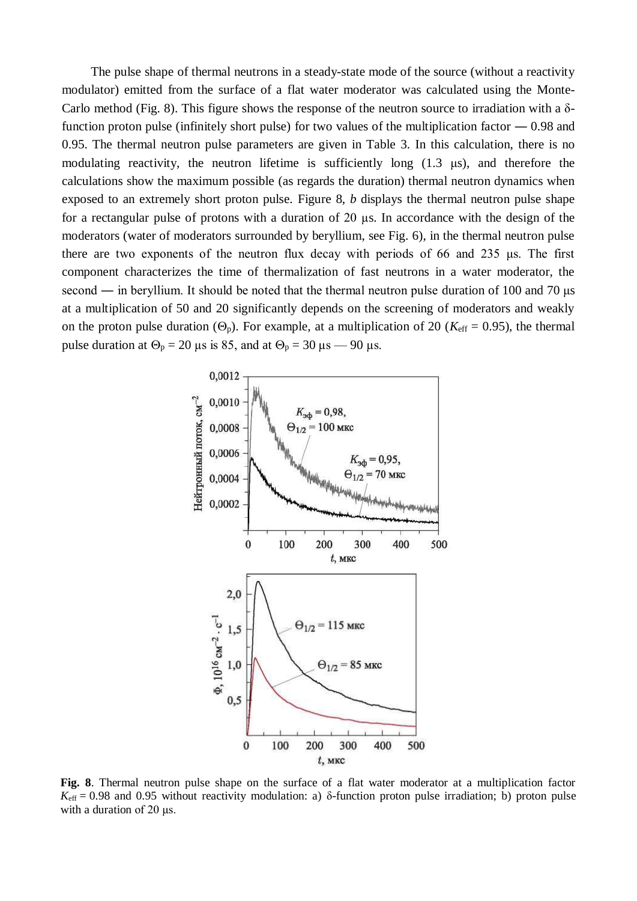The pulse shape of thermal neutrons in a steady-state mode of the source (without a reactivity modulator) emitted from the surface of a flat water moderator was calculated using the Monte-Carlo method (Fig. 8). This figure shows the response of the neutron source to irradiation with a δ-function proton pulse (infinitely short pulse) for two values of the multiplication factor — 0.98 and 0.95. The thermal neutron pulse parameters are given in Table 3. In this calculation, there is no modulating reactivity, the neutron lifetime is sufficiently long (1.3 μs), and therefore the calculations show the maximum possible (as regards the duration) thermal neutron dynamics when exposed to an extremely short proton pulse. Figure 8, *b* displays the thermal neutron pulse shape for a rectangular pulse of protons with a duration of 20 μs. In accordance with the design of the moderators (water of moderators surrounded by beryllium, see Fig. 6), in the thermal neutron pulse there are two exponents of the neutron flux decay with periods of 66 and 235 μs. The first component characterizes the time of thermalization of fast neutrons in a water moderator, the second — in beryllium. It should be noted that the thermal neutron pulse duration of 100 and 70 μs at a multiplication of 50 and 20 significantly depends on the screening of moderators and weakly on the proton pulse duration ($\Theta_p$). For example, at a multiplication of 20 ($K_{eff}$ = 0.95), the thermal pulse duration at $\Theta_p$ = 20 μs is 85, and at $\Theta_p$ = 30 μs — 90 μs.

**Fig. 8**. Thermal neutron pulse shape on the surface of a flat water moderator at a multiplication factor $K_{eff}$ = 0.98 and 0.95 without reactivity modulation: a) δ-function proton pulse irradiation; b) proton pulse with a duration of 20 μs.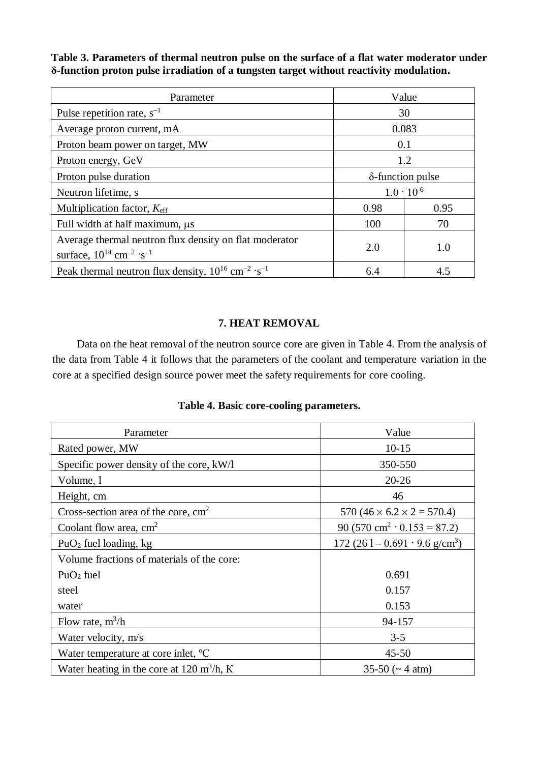**Table 3. Parameters of thermal neutron pulse on the surface of a flat water moderator under δ-function proton pulse irradiation of a tungsten target without reactivity modulation.**

| Parameter | Value | |
|---|---|---|
| Pulse repetition rate, $s^{-1}$ | 30 | |
| Average proton current, mA | 0.083 | |
| Proton beam power on target, MW | 0.1 | |
| Proton energy, GeV | 1.2 | |
| Proton pulse duration | δ-function pulse | |
| Neutron lifetime, s | $1.0 \cdot 10^{-6}$ | |
| Multiplication factor, $K_{eff}$ | 0.98 | 0.95 |
| Full width at half maximum, μs | 100 | 70 |
| Average thermal neutron flux density on flat moderator surface, $10^{14}$ $cm^{-2} \cdot s^{-1}$ | 2.0 | 1.0 |
| Peak thermal neutron flux density, $10^{16}$ $cm^{-2} \cdot s^{-1}$ | 6.4 | 4.5 |

## 7. HEAT REMOVAL

Data on the heat removal of the neutron source core are given in Table 4. From the analysis of the data from Table 4 it follows that the parameters of the coolant and temperature variation in the core at a specified design source power meet the safety requirements for core cooling.

**Table 4. Basic core-cooling parameters.**

| Parameter | Value |
|---|---|
| Rated power, MW | 10-15 |
| Specific power density of the core, kW/l | 350-550 |
| Volume, l | 20-26 |
| Height, cm | 46 |
| Cross-section area of the core, $cm^2$ | 570 ($46 \times 6.2 \times 2 = 570.4$) |
| Coolant flow area, $cm^2$ | 90 ($570\ cm^2 \cdot 0.153 = 87.2$) |
| $PuO_2$ fuel loading, kg | 172 ($26\ l - 0.691 \cdot 9.6\ g/cm^3$) |
| Volume fractions of materials of the core: | |
| $PuO_2$ fuel | 0.691 |
| steel | 0.157 |
| water | 0.153 |
| Flow rate, $m^3/h$ | 94-157 |
| Water velocity, m/s | 3-5 |
| Water temperature at core inlet, °C | 45-50 |
| Water heating in the core at 120 $m^3/h$, K | 35-50 (~ 4 atm) |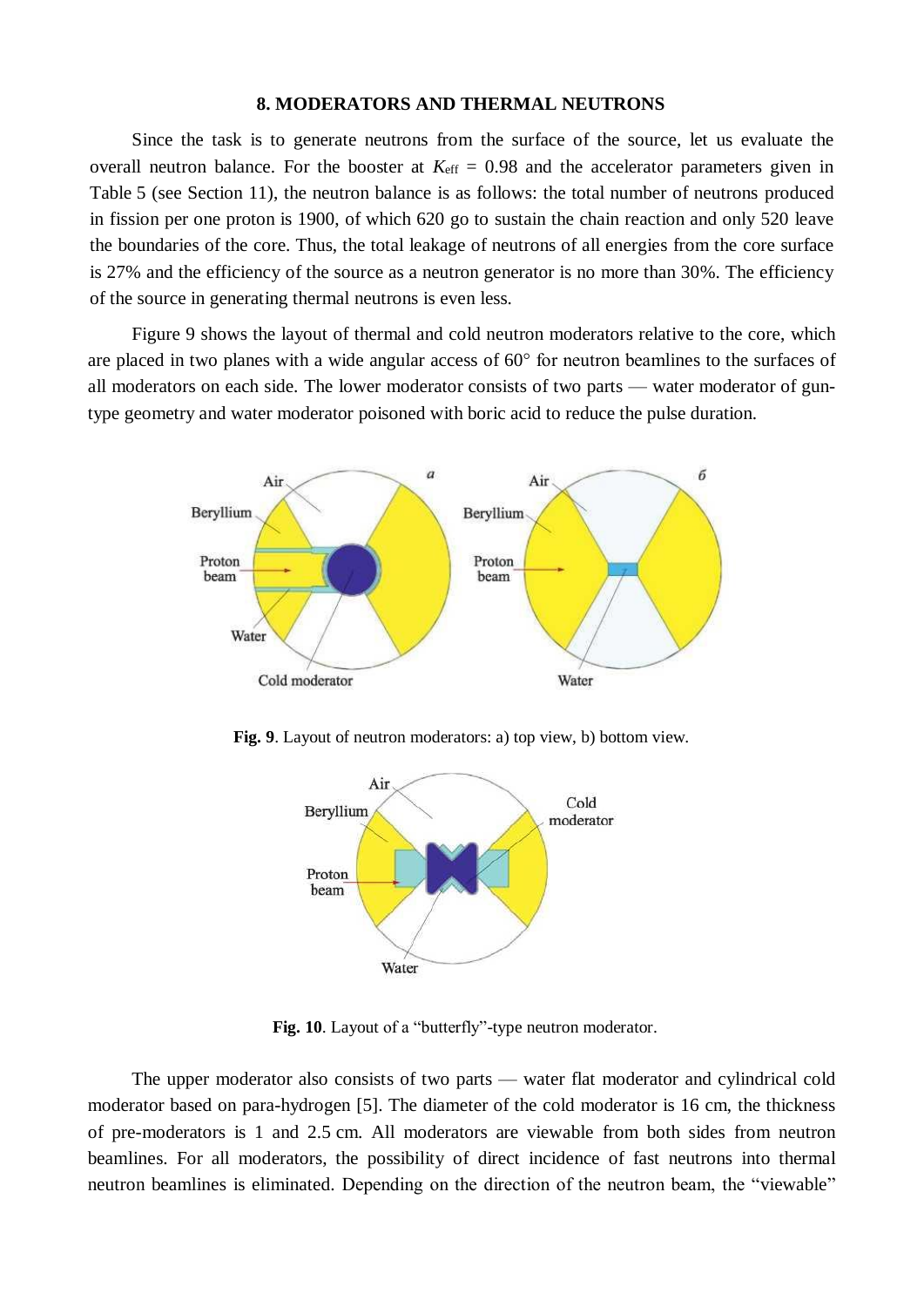## 8. MODERATORS AND THERMAL NEUTRONS

Since the task is to generate neutrons from the surface of the source, let us evaluate the overall neutron balance. For the booster at $K_{eff}$ = 0.98 and the accelerator parameters given in Table 5 (see Section 11), the neutron balance is as follows: the total number of neutrons produced in fission per one proton is 1900, of which 620 go to sustain the chain reaction and only 520 leave the boundaries of the core. Thus, the total leakage of neutrons of all energies from the core surface is 27% and the efficiency of the source as a neutron generator is no more than 30%. The efficiency of the source in generating thermal neutrons is even less.

Figure 9 shows the layout of thermal and cold neutron moderators relative to the core, which are placed in two planes with a wide angular access of 60° for neutron beamlines to the surfaces of all moderators on each side. The lower moderator consists of two parts — water moderator of gun-type geometry and water moderator poisoned with boric acid to reduce the pulse duration.

**Fig. 9**. Layout of neutron moderators: a) top view, b) bottom view.

**Fig. 10**. Layout of a "butterfly"-type neutron moderator.

The upper moderator also consists of two parts — water flat moderator and cylindrical cold moderator based on para-hydrogen [5]. The diameter of the cold moderator is 16 cm, the thickness of pre-moderators is 1 and 2.5 cm. All moderators are viewable from both sides from neutron beamlines. For all moderators, the possibility of direct incidence of fast neutrons into thermal neutron beamlines is eliminated. Depending on the direction of the neutron beam, the "viewable"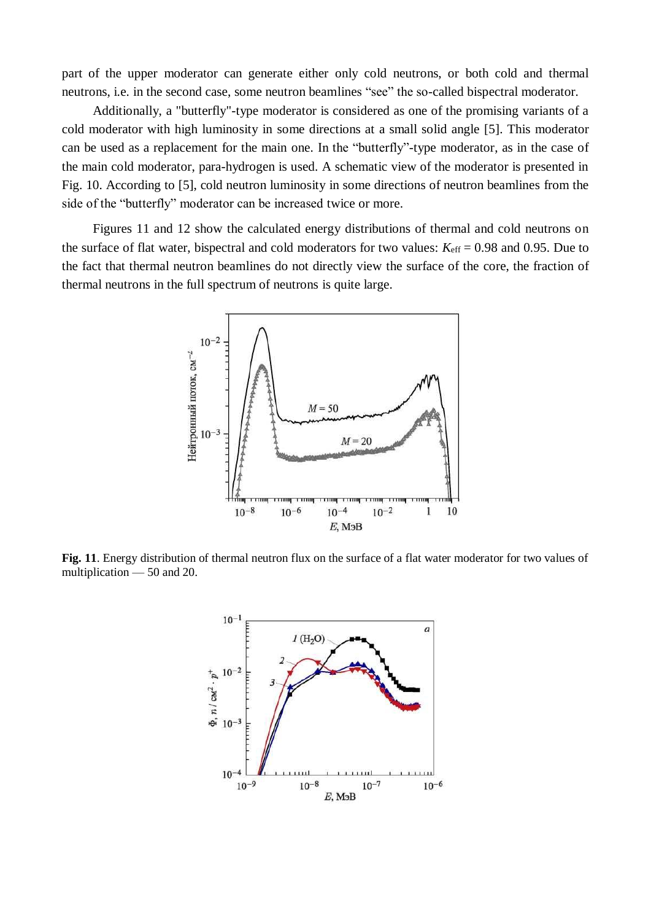part of the upper moderator can generate either only cold neutrons, or both cold and thermal neutrons, i.e. in the second case, some neutron beamlines "see" the so-called bispectral moderator.

Additionally, a "butterfly"-type moderator is considered as one of the promising variants of a cold moderator with high luminosity in some directions at a small solid angle [5]. This moderator can be used as a replacement for the main one. In the "butterfly"-type moderator, as in the case of the main cold moderator, para-hydrogen is used. A schematic view of the moderator is presented in Fig. 10. According to [5], cold neutron luminosity in some directions of neutron beamlines from the side of the "butterfly" moderator can be increased twice or more.

Figures 11 and 12 show the calculated energy distributions of thermal and cold neutrons on the surface of flat water, bispectral and cold moderators for two values: $K_{\text{eff}} = 0.98$ and 0.95. Due to the fact that thermal neutron beamlines do not directly view the surface of the core, the fraction of thermal neutrons in the full spectrum of neutrons is quite large.

**Fig. 11**. Energy distribution of thermal neutron flux on the surface of a flat water moderator for two values of multiplication — 50 and 20.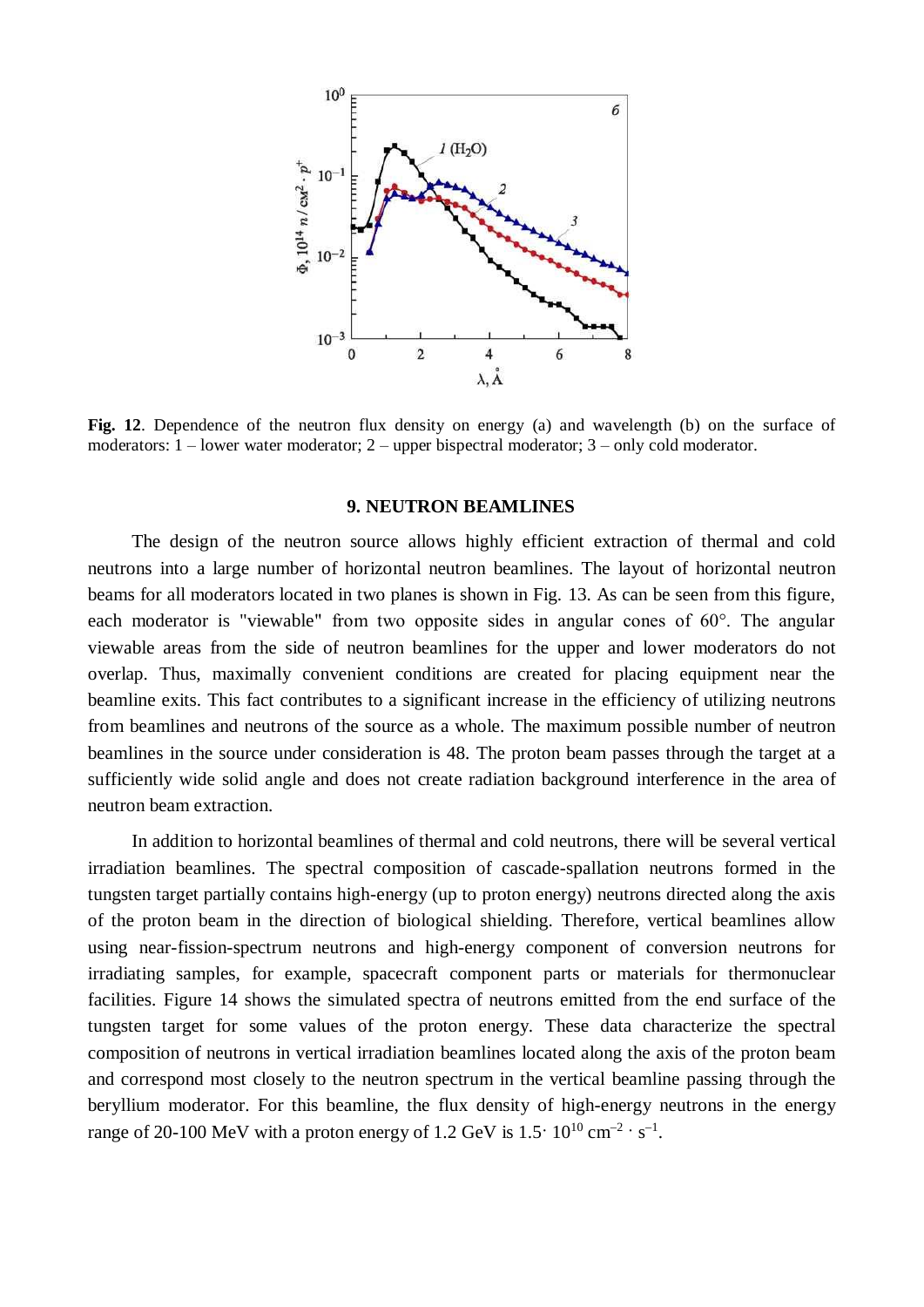**Fig. 12**. Dependence of the neutron flux density on energy (a) and wavelength (b) on the surface of moderators: 1 – lower water moderator; 2 – upper bispectral moderator; 3 – only cold moderator.

## 9. NEUTRON BEAMLINES

The design of the neutron source allows highly efficient extraction of thermal and cold neutrons into a large number of horizontal neutron beamlines. The layout of horizontal neutron beams for all moderators located in two planes is shown in Fig. 13. As can be seen from this figure, each moderator is "viewable" from two opposite sides in angular cones of 60°. The angular viewable areas from the side of neutron beamlines for the upper and lower moderators do not overlap. Thus, maximally convenient conditions are created for placing equipment near the beamline exits. This fact contributes to a significant increase in the efficiency of utilizing neutrons from beamlines and neutrons of the source as a whole. The maximum possible number of neutron beamlines in the source under consideration is 48. The proton beam passes through the target at a sufficiently wide solid angle and does not create radiation background interference in the area of neutron beam extraction.

In addition to horizontal beamlines of thermal and cold neutrons, there will be several vertical irradiation beamlines. The spectral composition of cascade-spallation neutrons formed in the tungsten target partially contains high-energy (up to proton energy) neutrons directed along the axis of the proton beam in the direction of biological shielding. Therefore, vertical beamlines allow using near-fission-spectrum neutrons and high-energy component of conversion neutrons for irradiating samples, for example, spacecraft component parts or materials for thermonuclear facilities. Figure 14 shows the simulated spectra of neutrons emitted from the end surface of the tungsten target for some values of the proton energy. These data characterize the spectral composition of neutrons in vertical irradiation beamlines located along the axis of the proton beam and correspond most closely to the neutron spectrum in the vertical beamline passing through the beryllium moderator. For this beamline, the flux density of high-energy neutrons in the energy range of 20-100 MeV with a proton energy of 1.2 GeV is $1.5 \cdot 10^{10}$ cm$^{-2} \cdot$ s$^{-1}$.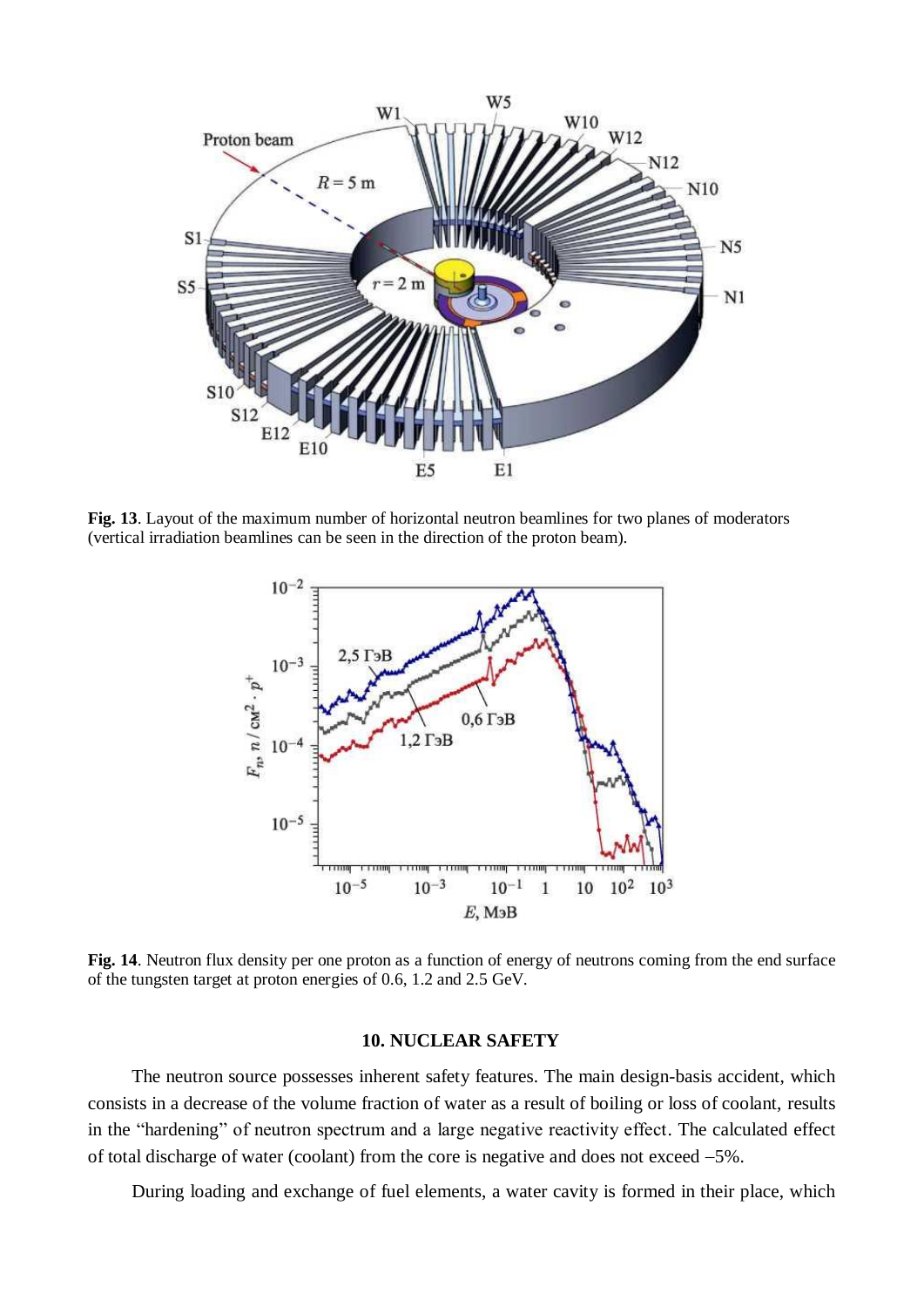**Fig. 13**. Layout of the maximum number of horizontal neutron beamlines for two planes of moderators (vertical irradiation beamlines can be seen in the direction of the proton beam).

**Fig. 14**. Neutron flux density per one proton as a function of energy of neutrons coming from the end surface of the tungsten target at proton energies of 0.6, 1.2 and 2.5 GeV.

## 10. NUCLEAR SAFETY

The neutron source possesses inherent safety features. The main design-basis accident, which consists in a decrease of the volume fraction of water as a result of boiling or loss of coolant, results in the "hardening" of neutron spectrum and a large negative reactivity effect. The calculated effect of total discharge of water (coolant) from the core is negative and does not exceed −5%.

During loading and exchange of fuel elements, a water cavity is formed in their place, which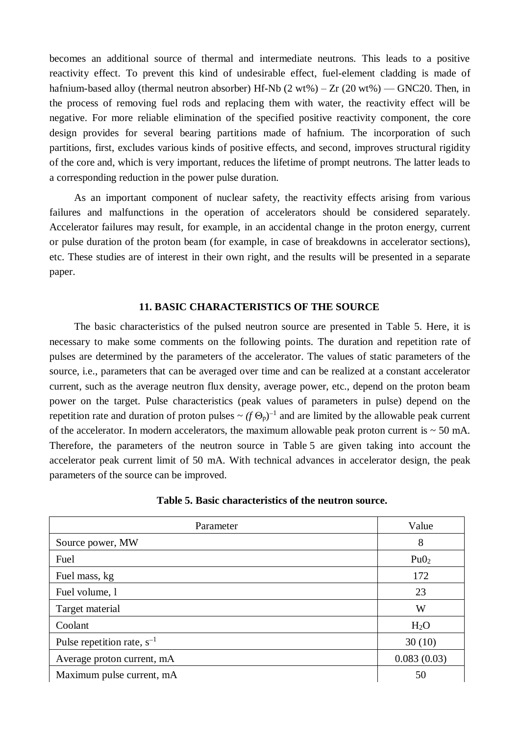becomes an additional source of thermal and intermediate neutrons. This leads to a positive reactivity effect. To prevent this kind of undesirable effect, fuel-element cladding is made of hafnium-based alloy (thermal neutron absorber) Hf-Nb (2 wt%) – Zr (20 wt%) — GNC20. Then, in the process of removing fuel rods and replacing them with water, the reactivity effect will be negative. For more reliable elimination of the specified positive reactivity component, the core design provides for several bearing partitions made of hafnium. The incorporation of such partitions, first, excludes various kinds of positive effects, and second, improves structural rigidity of the core and, which is very important, reduces the lifetime of prompt neutrons. The latter leads to a corresponding reduction in the power pulse duration.

As an important component of nuclear safety, the reactivity effects arising from various failures and malfunctions in the operation of accelerators should be considered separately. Accelerator failures may result, for example, in an accidental change in the proton energy, current or pulse duration of the proton beam (for example, in case of breakdowns in accelerator sections), etc. These studies are of interest in their own right, and the results will be presented in a separate paper.

## 11. BASIC CHARACTERISTICS OF THE SOURCE

The basic characteristics of the pulsed neutron source are presented in Table 5. Here, it is necessary to make some comments on the following points. The duration and repetition rate of pulses are determined by the parameters of the accelerator. The values of static parameters of the source, i.e., parameters that can be averaged over time and can be realized at a constant accelerator current, such as the average neutron flux density, average power, etc., depend on the proton beam power on the target. Pulse characteristics (peak values of parameters in pulse) depend on the repetition rate and duration of proton pulses ~ $(f\,\Theta_p)^{-1}$ and are limited by the allowable peak current of the accelerator. In modern accelerators, the maximum allowable peak proton current is ~ 50 mA. Therefore, the parameters of the neutron source in Table 5 are given taking into account the accelerator peak current limit of 50 mA. With technical advances in accelerator design, the peak parameters of the source can be improved.

**Table 5. Basic characteristics of the neutron source.**

| Parameter | Value |
|---|---|
| Source power, MW | 8 |
| Fuel | $PuO_2$ |
| Fuel mass, kg | 172 |
| Fuel volume, l | 23 |
| Target material | W |
| Coolant | $H_2O$ |
| Pulse repetition rate, $s^{-1}$ | 30 (10) |
| Average proton current, mA | 0.083 (0.03) |
| Maximum pulse current, mA | 50 |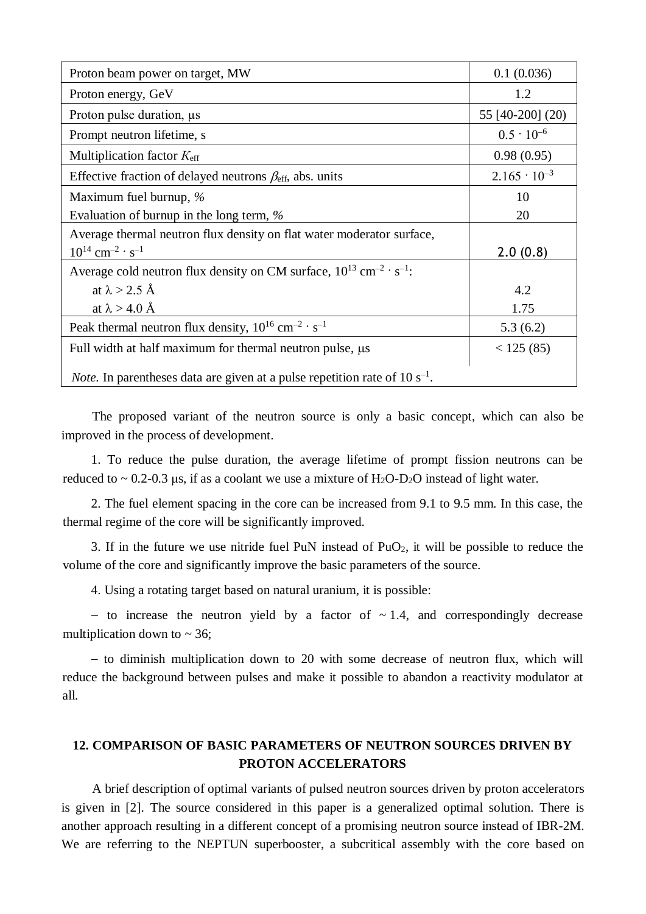| Parameter | Value |
| --- | --- |
| Proton beam power on target, MW | 0.1 (0.036) |
| Proton energy, GeV | 1.2 |
| Proton pulse duration, μs | 55 [40-200] (20) |
| Prompt neutron lifetime, s | $0.5 \cdot 10^{-6}$ |
| Multiplication factor $K_{eff}$ | 0.98 (0.95) |
| Effective fraction of delayed neutrons $\beta_{eff}$, abs. units | $2.165 \cdot 10^{-3}$ |
| Maximum fuel burnup, % <br> Evaluation of burnup in the long term, % | 10 <br> 20 |
| Average thermal neutron flux density on flat water moderator surface, $10^{14}$ cm$^{-2} \cdot$ s$^{-1}$ | 2.0 (0.8) |
| Average cold neutron flux density on CM surface, $10^{13}$ cm$^{-2} \cdot$ s$^{-1}$: <br> at λ > 2.5 Å <br> at λ > 4.0 Å | <br> 4.2 <br> 1.75 |
| Peak thermal neutron flux density, $10^{16}$ cm$^{-2} \cdot$ s$^{-1}$ | 5.3 (6.2) |
| Full width at half maximum for thermal neutron pulse, μs | < 125 (85) |

*Note.* In parentheses data are given at a pulse repetition rate of 10 s$^{-1}$.

The proposed variant of the neutron source is only a basic concept, which can also be improved in the process of development.

1. To reduce the pulse duration, the average lifetime of prompt fission neutrons can be reduced to ~ 0.2-0.3 μs, if as a coolant we use a mixture of $H_2O$-$D_2O$ instead of light water.

2. The fuel element spacing in the core can be increased from 9.1 to 9.5 mm. In this case, the thermal regime of the core will be significantly improved.

3. If in the future we use nitride fuel PuN instead of $PuO_2$, it will be possible to reduce the volume of the core and significantly improve the basic parameters of the source.

4. Using a rotating target based on natural uranium, it is possible:

– to increase the neutron yield by a factor of ~ 1.4, and correspondingly decrease multiplication down to ~ 36;

– to diminish multiplication down to 20 with some decrease of neutron flux, which will reduce the background between pulses and make it possible to abandon a reactivity modulator at all.

## 12. COMPARISON OF BASIC PARAMETERS OF NEUTRON SOURCES DRIVEN BY PROTON ACCELERATORS

A brief description of optimal variants of pulsed neutron sources driven by proton accelerators is given in [2]. The source considered in this paper is a generalized optimal solution. There is another approach resulting in a different concept of a promising neutron source instead of IBR-2M. We are referring to the NEPTUN superbooster, a subcritical assembly with the core based on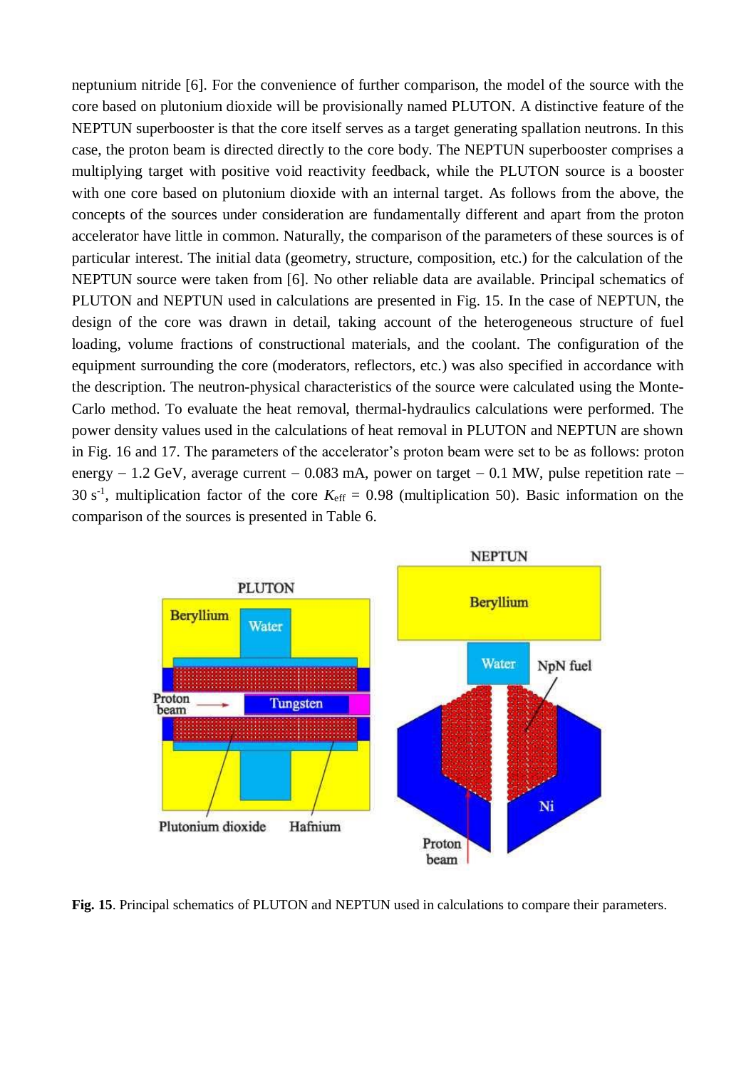neptunium nitride [6]. For the convenience of further comparison, the model of the source with the core based on plutonium dioxide will be provisionally named PLUTON. A distinctive feature of the NEPTUN superbooster is that the core itself serves as a target generating spallation neutrons. In this case, the proton beam is directed directly to the core body. The NEPTUN superbooster comprises a multiplying target with positive void reactivity feedback, while the PLUTON source is a booster with one core based on plutonium dioxide with an internal target. As follows from the above, the concepts of the sources under consideration are fundamentally different and apart from the proton accelerator have little in common. Naturally, the comparison of the parameters of these sources is of particular interest. The initial data (geometry, structure, composition, etc.) for the calculation of the NEPTUN source were taken from [6]. No other reliable data are available. Principal schematics of PLUTON and NEPTUN used in calculations are presented in Fig. 15. In the case of NEPTUN, the design of the core was drawn in detail, taking account of the heterogeneous structure of fuel loading, volume fractions of constructional materials, and the coolant. The configuration of the equipment surrounding the core (moderators, reflectors, etc.) was also specified in accordance with the description. The neutron-physical characteristics of the source were calculated using the Monte-Carlo method. To evaluate the heat removal, thermal-hydraulics calculations were performed. The power density values used in the calculations of heat removal in PLUTON and NEPTUN are shown in Fig. 16 and 17. The parameters of the accelerator's proton beam were set to be as follows: proton energy – 1.2 GeV, average current – 0.083 mA, power on target – 0.1 MW, pulse repetition rate – 30 $s^{-1}$, multiplication factor of the core $K_{eff}$ = 0.98 (multiplication 50). Basic information on the comparison of the sources is presented in Table 6.

**Fig. 15**. Principal schematics of PLUTON and NEPTUN used in calculations to compare their parameters.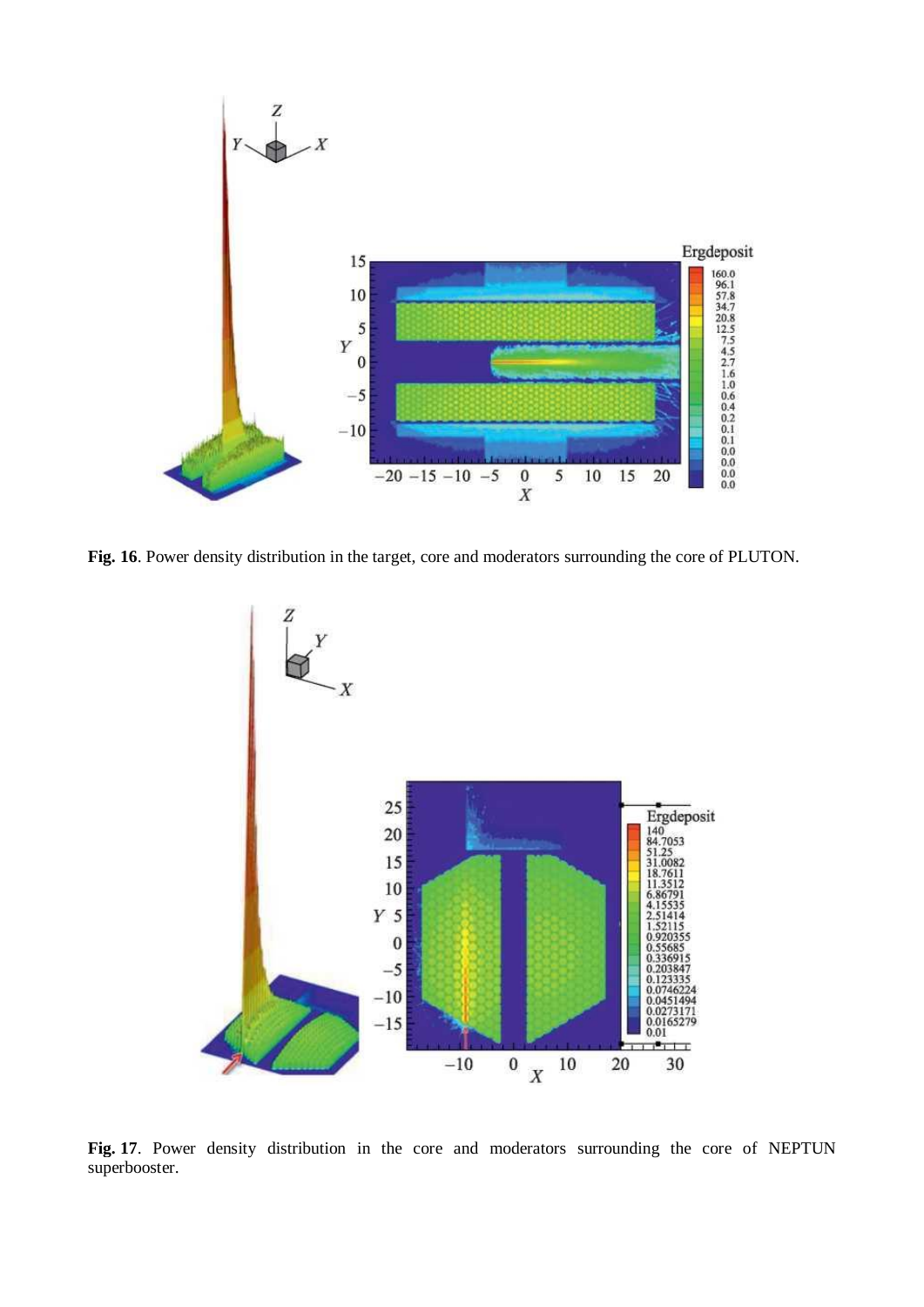**Fig. 16**. Power density distribution in the target, core and moderators surrounding the core of PLUTON.

**Fig. 17**. Power density distribution in the core and moderators surrounding the core of NEPTUN superbooster.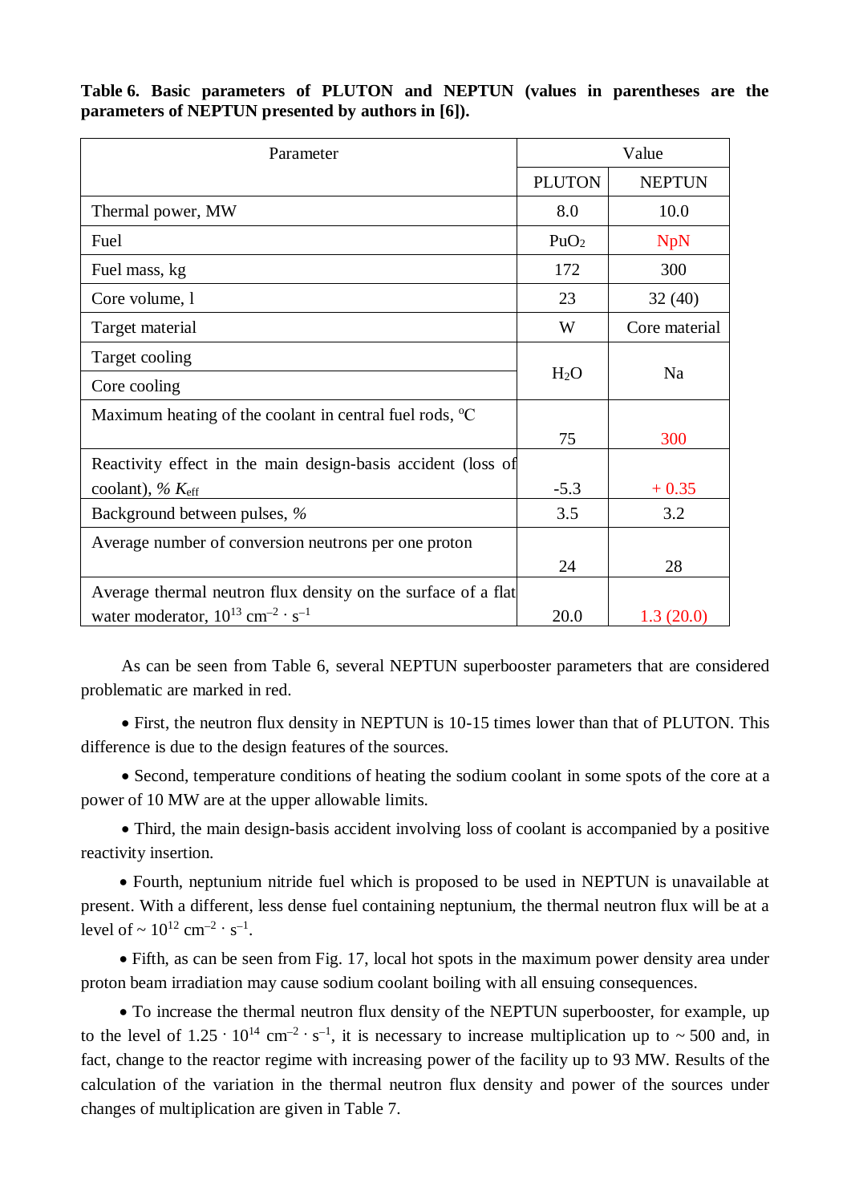**Table 6. Basic parameters of PLUTON and NEPTUN (values in parentheses are the parameters of NEPTUN presented by authors in [6]).**

| Parameter | Value | |
|---|---|---|
| | PLUTON | NEPTUN |
| Thermal power, MW | 8.0 | 10.0 |
| Fuel | $PuO_2$ | NpN |
| Fuel mass, kg | 172 | 300 |
| Core volume, l | 23 | 32 (40) |
| Target material | W | Core material |
| Target cooling | $H_2O$ | Na |
| Core cooling | | |
| Maximum heating of the coolant in central fuel rods, °C | 75 | 300 |
| Reactivity effect in the main design-basis accident (loss of coolant), % $K_{eff}$ | -5.3 | + 0.35 |
| Background between pulses, % | 3.5 | 3.2 |
| Average number of conversion neutrons per one proton | 24 | 28 |
| Average thermal neutron flux density on the surface of a flat water moderator, $10^{13}$ cm$^{-2}$ · s$^{-1}$ | 20.0 | 1.3 (20.0) |

As can be seen from Table 6, several NEPTUN superbooster parameters that are considered problematic are marked in red.

- First, the neutron flux density in NEPTUN is 10-15 times lower than that of PLUTON. This difference is due to the design features of the sources.

- Second, temperature conditions of heating the sodium coolant in some spots of the core at a power of 10 MW are at the upper allowable limits.

- Third, the main design-basis accident involving loss of coolant is accompanied by a positive reactivity insertion.

- Fourth, neptunium nitride fuel which is proposed to be used in NEPTUN is unavailable at present. With a different, less dense fuel containing neptunium, the thermal neutron flux will be at a level of ~ $10^{12}$ cm$^{-2}$ · s$^{-1}$.

- Fifth, as can be seen from Fig. 17, local hot spots in the maximum power density area under proton beam irradiation may cause sodium coolant boiling with all ensuing consequences.

- To increase the thermal neutron flux density of the NEPTUN superbooster, for example, up to the level of $1.25 \cdot 10^{14}$ cm$^{-2}$ · s$^{-1}$, it is necessary to increase multiplication up to ~ 500 and, in fact, change to the reactor regime with increasing power of the facility up to 93 MW. Results of the calculation of the variation in the thermal neutron flux density and power of the sources under changes of multiplication are given in Table 7.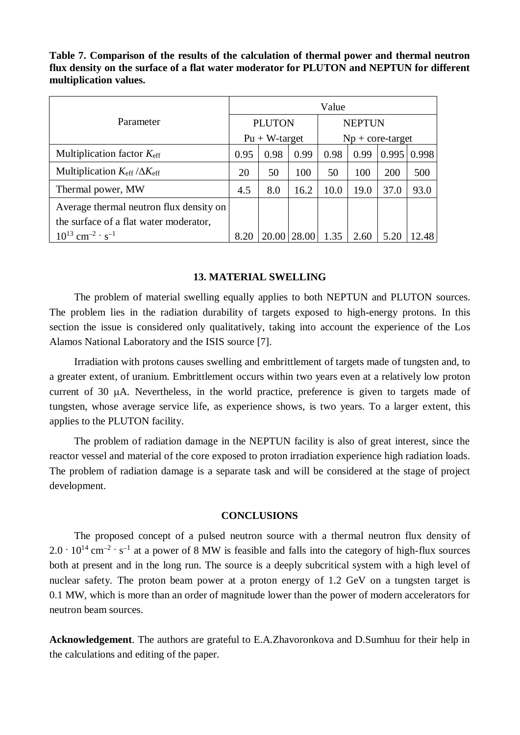**Table 7. Comparison of the results of the calculation of thermal power and thermal neutron flux density on the surface of a flat water moderator for PLUTON and NEPTUN for different multiplication values.**

| Parameter | Value | | | | | | |
|---|---|---|---|---|---|---|---|
| | PLUTON Pu + W-target | | | NEPTUN Np + core-target | | | |
| Multiplication factor $K_{eff}$ | 0.95 | 0.98 | 0.99 | 0.98 | 0.99 | 0.995 | 0.998 |
| Multiplication $K_{eff}$ /$\Delta K_{eff}$ | 20 | 50 | 100 | 50 | 100 | 200 | 500 |
| Thermal power, MW | 4.5 | 8.0 | 16.2 | 10.0 | 19.0 | 37.0 | 93.0 |
| Average thermal neutron flux density on the surface of a flat water moderator, $10^{13}$ cm$^{-2}$ · s$^{-1}$ | 8.20 | 20.00 | 28.00 | 1.35 | 2.60 | 5.20 | 12.48 |

## 13. MATERIAL SWELLING

The problem of material swelling equally applies to both NEPTUN and PLUTON sources. The problem lies in the radiation durability of targets exposed to high-energy protons. In this section the issue is considered only qualitatively, taking into account the experience of the Los Alamos National Laboratory and the ISIS source [7].

Irradiation with protons causes swelling and embrittlement of targets made of tungsten and, to a greater extent, of uranium. Embrittlement occurs within two years even at a relatively low proton current of 30 μA. Nevertheless, in the world practice, preference is given to targets made of tungsten, whose average service life, as experience shows, is two years. To a larger extent, this applies to the PLUTON facility.

The problem of radiation damage in the NEPTUN facility is also of great interest, since the reactor vessel and material of the core exposed to proton irradiation experience high radiation loads. The problem of radiation damage is a separate task and will be considered at the stage of project development.

## CONCLUSIONS

The proposed concept of a pulsed neutron source with a thermal neutron flux density of $2.0 \cdot 10^{14}$ cm$^{-2}$ · s$^{-1}$ at a power of 8 MW is feasible and falls into the category of high-flux sources both at present and in the long run. The source is a deeply subcritical system with a high level of nuclear safety. The proton beam power at a proton energy of 1.2 GeV on a tungsten target is 0.1 MW, which is more than an order of magnitude lower than the power of modern accelerators for neutron beam sources.

**Acknowledgement**. The authors are grateful to E.A.Zhavoronkova and D.Sumhuu for their help in the calculations and editing of the paper.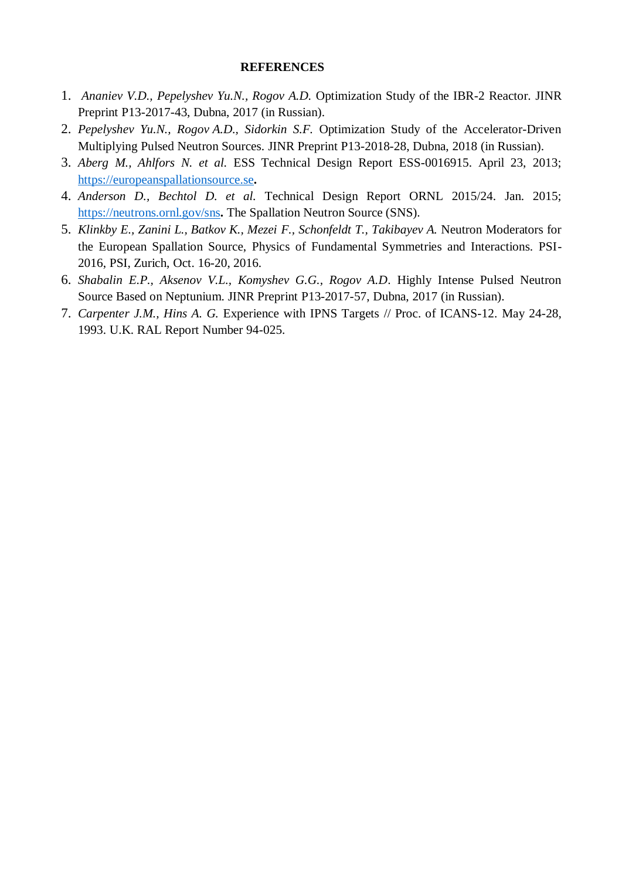# REFERENCES

1. *Ananiev V.D., Pepelyshev Yu.N., Rogov A.D.* Optimization Study of the IBR-2 Reactor. JINR Preprint P13-2017-43, Dubna, 2017 (in Russian).
2. *Pepelyshev Yu.N., Rogov A.D., Sidorkin S.F.* Optimization Study of the Accelerator-Driven Multiplying Pulsed Neutron Sources. JINR Preprint P13-2018-28, Dubna, 2018 (in Russian).
3. *Aberg M., Ahlfors N. et al.* ESS Technical Design Report ESS-0016915. April 23, 2013; https://europeanspallationsource.se.
4. *Anderson D., Bechtol D. et al.* Technical Design Report ORNL 2015/24. Jan. 2015; https://neutrons.ornl.gov/sns. The Spallation Neutron Source (SNS).
5. *Klinkby E., Zanini L., Batkov K., Mezei F., Schonfeldt T., Takibayev A.* Neutron Moderators for the European Spallation Source, Physics of Fundamental Symmetries and Interactions. PSI-2016, PSI, Zurich, Oct. 16-20, 2016.
6. *Shabalin E.P., Aksenov V.L., Komyshev G.G., Rogov A.D*. Highly Intense Pulsed Neutron Source Based on Neptunium. JINR Preprint P13-2017-57, Dubna, 2017 (in Russian).
7. *Carpenter J.M., Hins A. G.* Experience with IPNS Targets // Proc. of ICANS-12. May 24-28, 1993. U.K. RAL Report Number 94-025.